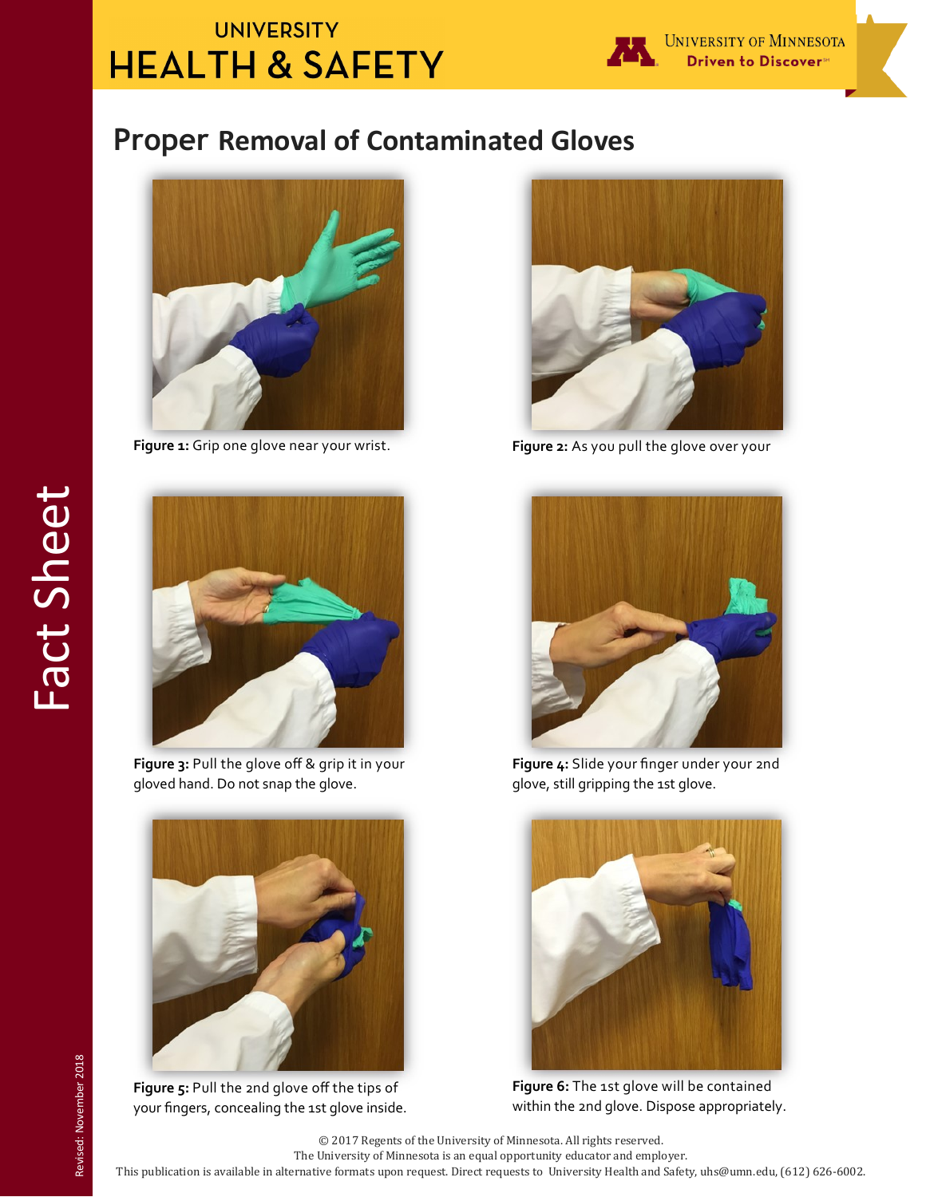UNIVERSITY
# HEALTH & SAFETY

University of Minnesota
Driven to Discover℠

Fact Sheet

## Proper Removal of Contaminated Gloves

**Figure 1:** Grip one glove near your wrist.

**Figure 2:** As you pull the glove over your

**Figure 3:** Pull the glove off & grip it in your gloved hand. Do not snap the glove.

**Figure 4:** Slide your finger under your 2nd glove, still gripping the 1st glove.

**Figure 5:** Pull the 2nd glove off the tips of your fingers, concealing the 1st glove inside.

**Figure 6:** The 1st glove will be contained within the 2nd glove. Dispose appropriately.

© 2017 Regents of the University of Minnesota. All rights reserved.
The University of Minnesota is an equal opportunity educator and employer.
This publication is available in alternative formats upon request. Direct requests to University Health and Safety, uhs@umn.edu, (612) 626-6002.

Revised: November 2018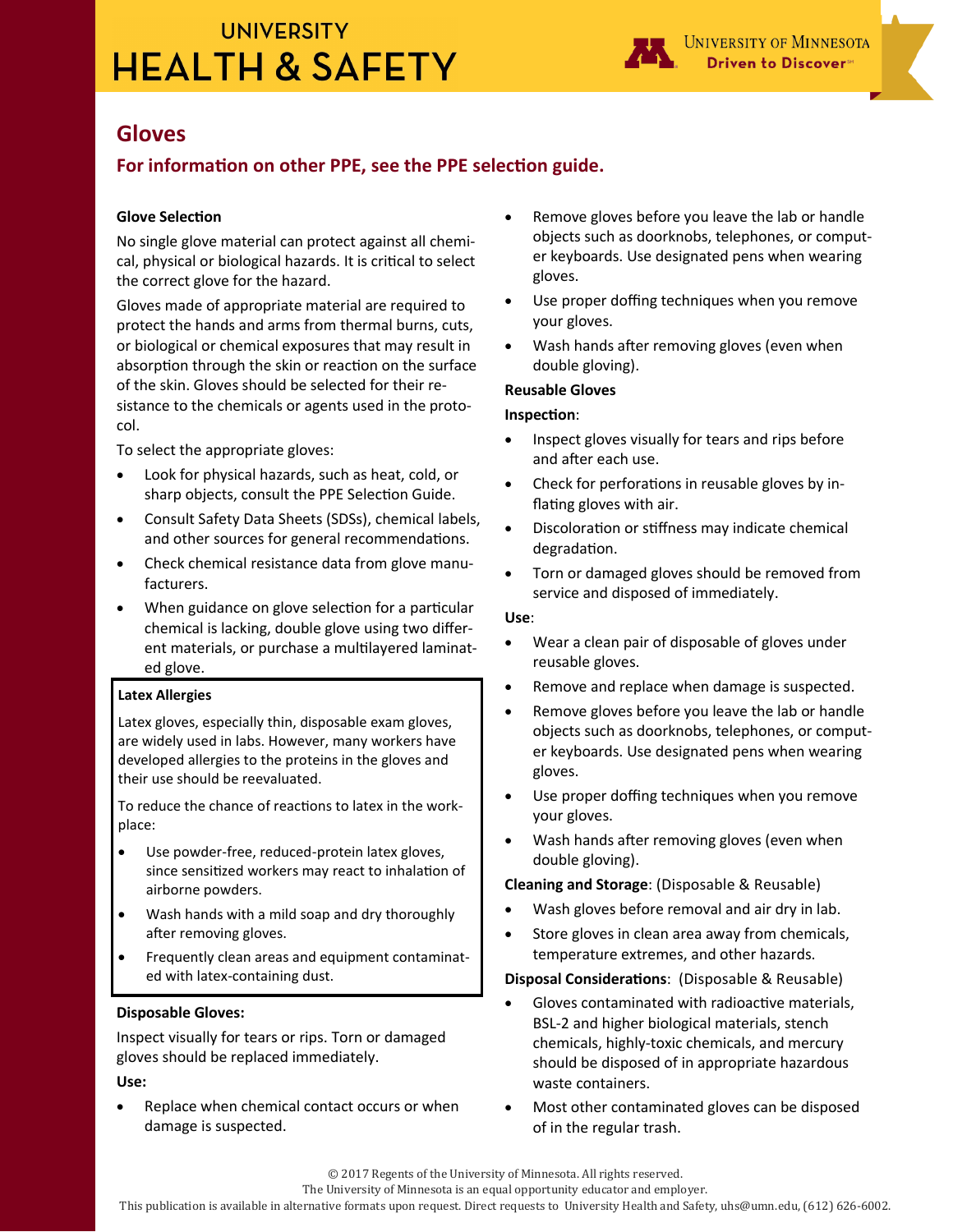# Gloves

## For information on other PPE, see the PPE selection guide.

**Glove Selection**

No single glove material can protect against all chemical, physical or biological hazards. It is critical to select the correct glove for the hazard.

Gloves made of appropriate material are required to protect the hands and arms from thermal burns, cuts, or biological or chemical exposures that may result in absorption through the skin or reaction on the surface of the skin. Gloves should be selected for their resistance to the chemicals or agents used in the protocol.

To select the appropriate gloves:

- Look for physical hazards, such as heat, cold, or sharp objects, consult the PPE Selection Guide.
- Consult Safety Data Sheets (SDSs), chemical labels, and other sources for general recommendations.
- Check chemical resistance data from glove manufacturers.
- When guidance on glove selection for a particular chemical is lacking, double glove using two different materials, or purchase a multilayered laminated glove.

**Latex Allergies**

Latex gloves, especially thin, disposable exam gloves, are widely used in labs. However, many workers have developed allergies to the proteins in the gloves and their use should be reevaluated.

To reduce the chance of reactions to latex in the workplace:

- Use powder-free, reduced-protein latex gloves, since sensitized workers may react to inhalation of airborne powders.
- Wash hands with a mild soap and dry thoroughly after removing gloves.
- Frequently clean areas and equipment contaminated with latex-containing dust.

**Disposable Gloves:**

Inspect visually for tears or rips. Torn or damaged gloves should be replaced immediately.

**Use:**

- Replace when chemical contact occurs or when damage is suspected.
- Remove gloves before you leave the lab or handle objects such as doorknobs, telephones, or computer keyboards. Use designated pens when wearing gloves.
- Use proper doffing techniques when you remove your gloves.
- Wash hands after removing gloves (even when double gloving).

**Reusable Gloves**

**Inspection**:

- Inspect gloves visually for tears and rips before and after each use.
- Check for perforations in reusable gloves by inflating gloves with air.
- Discoloration or stiffness may indicate chemical degradation.
- Torn or damaged gloves should be removed from service and disposed of immediately.

**Use**:

- Wear a clean pair of disposable of gloves under reusable gloves.
- Remove and replace when damage is suspected.
- Remove gloves before you leave the lab or handle objects such as doorknobs, telephones, or computer keyboards. Use designated pens when wearing gloves.
- Use proper doffing techniques when you remove your gloves.
- Wash hands after removing gloves (even when double gloving).

**Cleaning and Storage**: (Disposable & Reusable)

- Wash gloves before removal and air dry in lab.
- Store gloves in clean area away from chemicals, temperature extremes, and other hazards.

**Disposal Considerations**: (Disposable & Reusable)

- Gloves contaminated with radioactive materials, BSL-2 and higher biological materials, stench chemicals, highly-toxic chemicals, and mercury should be disposed of in appropriate hazardous waste containers.
- Most other contaminated gloves can be disposed of in the regular trash.

© 2017 Regents of the University of Minnesota. All rights reserved.
The University of Minnesota is an equal opportunity educator and employer.
This publication is available in alternative formats upon request. Direct requests to University Health and Safety, uhs@umn.edu, (612) 626-6002.